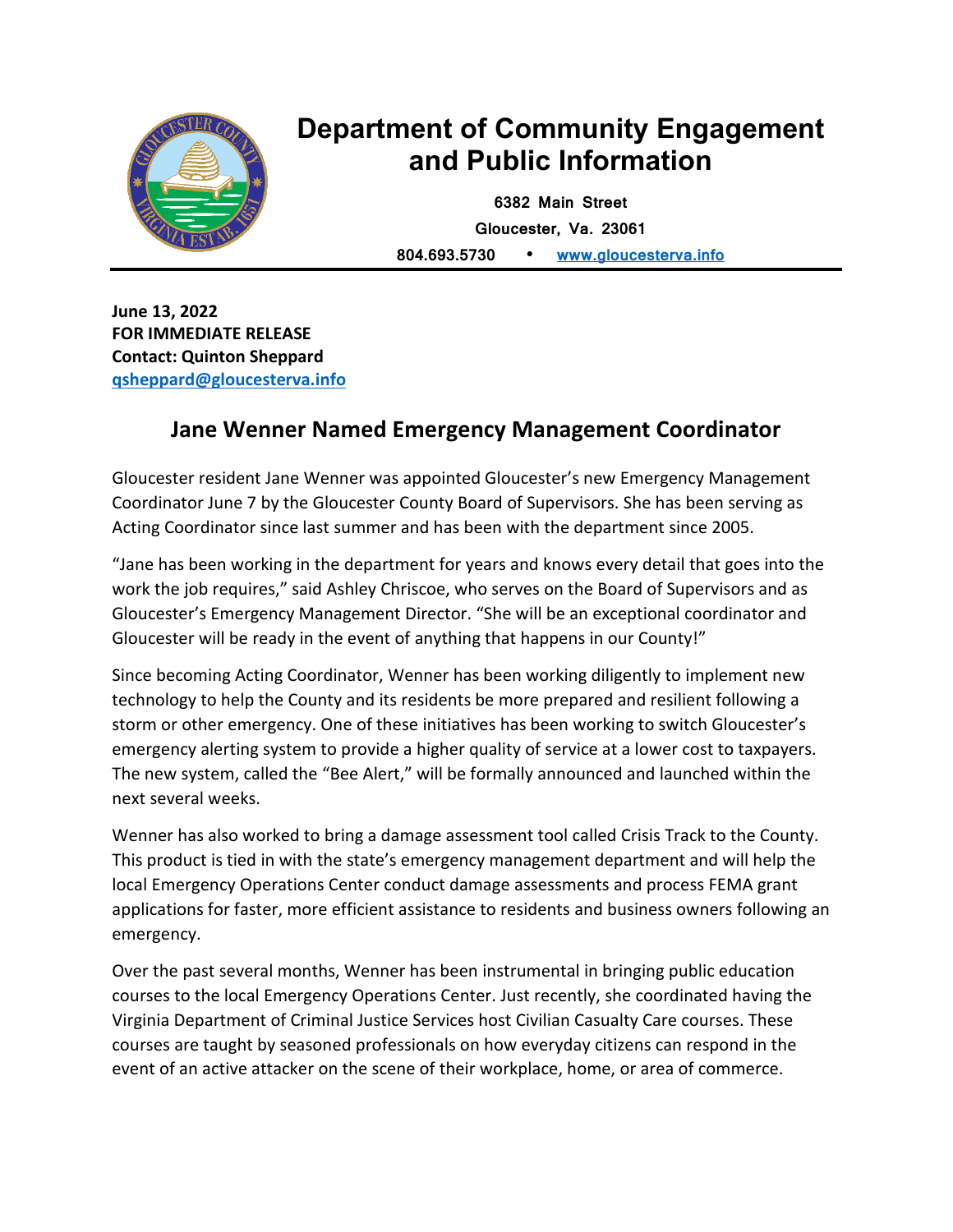# Department of Community Engagement and Public Information

**6382 Main Street**
**Gloucester, Va. 23061**
**804.693.5730 • [www.gloucesterva.info](http://www.gloucesterva.info)**

**June 13, 2022**
**FOR IMMEDIATE RELEASE**
**Contact: Quinton Sheppard**
**[qsheppard@gloucesterva.info](mailto:qsheppard@gloucesterva.info)**

## Jane Wenner Named Emergency Management Coordinator

Gloucester resident Jane Wenner was appointed Gloucester's new Emergency Management Coordinator June 7 by the Gloucester County Board of Supervisors. She has been serving as Acting Coordinator since last summer and has been with the department since 2005.

"Jane has been working in the department for years and knows every detail that goes into the work the job requires," said Ashley Chriscoe, who serves on the Board of Supervisors and as Gloucester's Emergency Management Director. "She will be an exceptional coordinator and Gloucester will be ready in the event of anything that happens in our County!"

Since becoming Acting Coordinator, Wenner has been working diligently to implement new technology to help the County and its residents be more prepared and resilient following a storm or other emergency. One of these initiatives has been working to switch Gloucester's emergency alerting system to provide a higher quality of service at a lower cost to taxpayers. The new system, called the "Bee Alert," will be formally announced and launched within the next several weeks.

Wenner has also worked to bring a damage assessment tool called Crisis Track to the County. This product is tied in with the state's emergency management department and will help the local Emergency Operations Center conduct damage assessments and process FEMA grant applications for faster, more efficient assistance to residents and business owners following an emergency.

Over the past several months, Wenner has been instrumental in bringing public education courses to the local Emergency Operations Center. Just recently, she coordinated having the Virginia Department of Criminal Justice Services host Civilian Casualty Care courses. These courses are taught by seasoned professionals on how everyday citizens can respond in the event of an active attacker on the scene of their workplace, home, or area of commerce.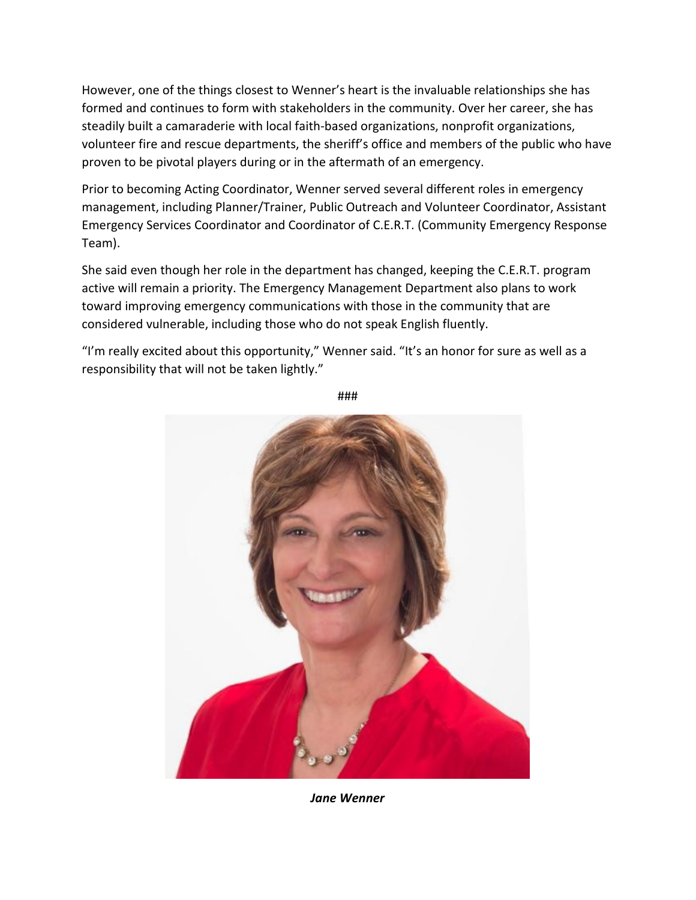However, one of the things closest to Wenner's heart is the invaluable relationships she has formed and continues to form with stakeholders in the community. Over her career, she has steadily built a camaraderie with local faith-based organizations, nonprofit organizations, volunteer fire and rescue departments, the sheriff's office and members of the public who have proven to be pivotal players during or in the aftermath of an emergency.

Prior to becoming Acting Coordinator, Wenner served several different roles in emergency management, including Planner/Trainer, Public Outreach and Volunteer Coordinator, Assistant Emergency Services Coordinator and Coordinator of C.E.R.T. (Community Emergency Response Team).

She said even though her role in the department has changed, keeping the C.E.R.T. program active will remain a priority. The Emergency Management Department also plans to work toward improving emergency communications with those in the community that are considered vulnerable, including those who do not speak English fluently.

"I'm really excited about this opportunity," Wenner said. "It's an honor for sure as well as a responsibility that will not be taken lightly."

###

***Jane Wenner***